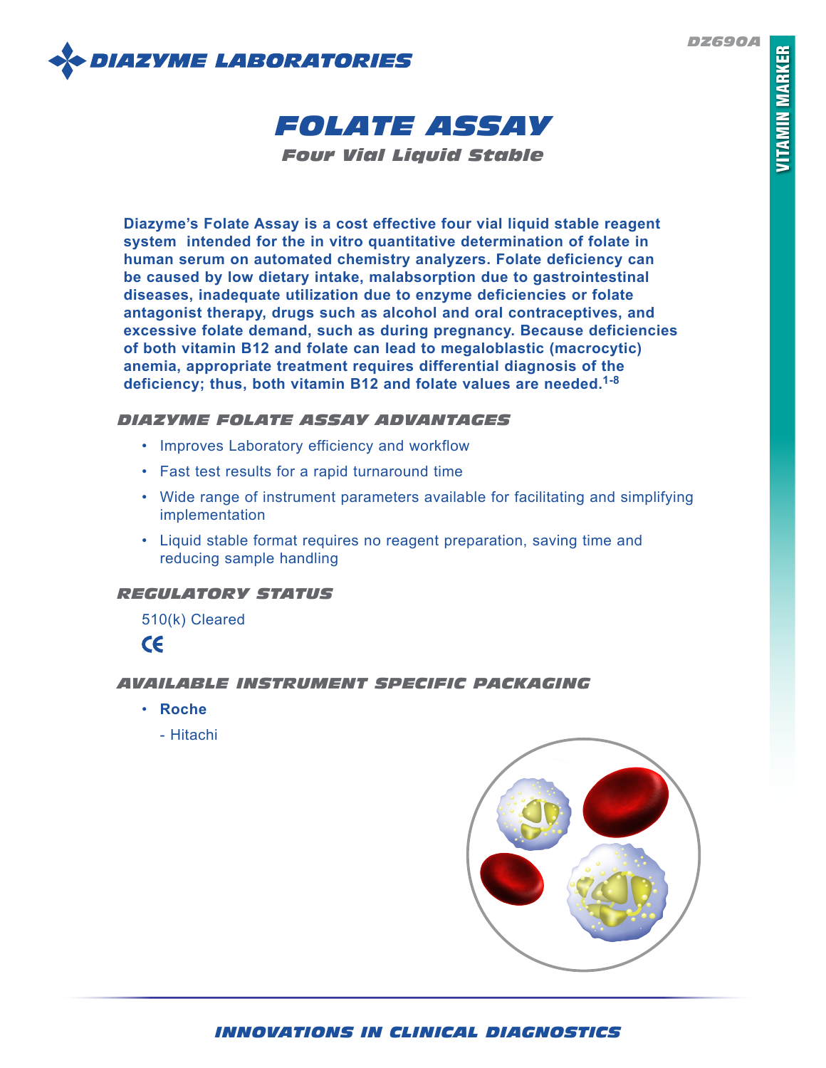# FOLATE ASSAY

## Four Vial Liquid Stable

**Diazyme's Folate Assay is a cost effective four vial liquid stable reagent system intended for the in vitro quantitative determination of folate in human serum on automated chemistry analyzers. Folate deficiency can be caused by low dietary intake, malabsorption due to gastrointestinal diseases, inadequate utilization due to enzyme deficiencies or folate antagonist therapy, drugs such as alcohol and oral contraceptives, and excessive folate demand, such as during pregnancy. Because deficiencies of both vitamin B12 and folate can lead to megaloblastic (macrocytic) anemia, appropriate treatment requires differential diagnosis of the deficiency; thus, both vitamin B12 and folate values are needed.[1-8]**

### DIAZYME FOLATE ASSAY ADVANTAGES

- Improves Laboratory efficiency and workflow
- Fast test results for a rapid turnaround time
- Wide range of instrument parameters available for facilitating and simplifying implementation
- Liquid stable format requires no reagent preparation, saving time and reducing sample handling

### REGULATORY STATUS

510(k) Cleared

CE

### AVAILABLE INSTRUMENT SPECIFIC PACKAGING

- **Roche**
  - Hitachi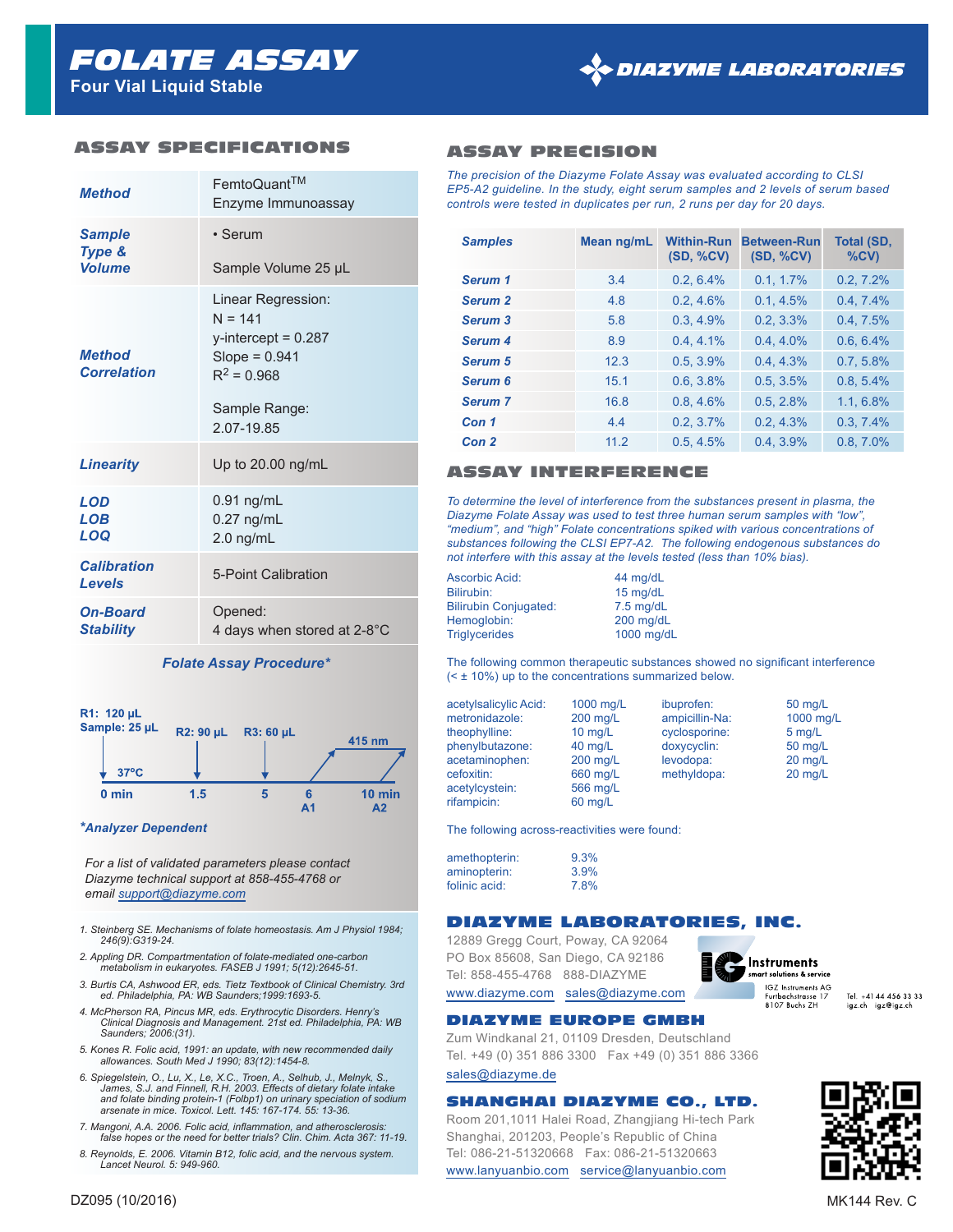# FOLATE ASSAY

Four Vial Liquid Stable

DIAZYME LABORATORIES

## ASSAY SPECIFICATIONS

| | |
|---|---|
| ***Method*** | FemtoQuant[TM] Enzyme Immunoassay |
| ***Sample Type & Volume*** | • Serum<br><br>Sample Volume 25 µL |
| ***Method Correlation*** | Linear Regression:<br>N = 141<br>y-intercept = 0.287<br>Slope = 0.941<br>$R^2$ = 0.968<br><br>Sample Range:<br>2.07-19.85 |
| ***Linearity*** | Up to 20.00 ng/mL |
| ***LOD***<br>***LOB***<br>***LOQ*** | 0.91 ng/mL<br>0.27 ng/mL<br>2.0 ng/mL |
| ***Calibration Levels*** | 5-Point Calibration |
| ***On-Board Stability*** | Opened:<br>4 days when stored at 2-8°C |

***Folate Assay Procedure****

R1: 120 µL
Sample: 25 µL
R2: 90 µL
R3: 60 µL
415 nm
37°C
0 min
1.5
5
6
A1
10 min
A2

****Analyzer Dependent***

*For a list of validated parameters please contact Diazyme technical support at 858-455-4768 or email support@diazyme.com*

1. *Steinberg SE. Mechanisms of folate homeostasis. Am J Physiol 1984; 246(9):G319-24.*
2. *Appling DR. Compartmentation of folate-mediated one-carbon metabolism in eukaryotes. FASEB J 1991; 5(12):2645-51.*
3. *Burtis CA, Ashwood ER, eds. Tietz Textbook of Clinical Chemistry. 3rd ed. Philadelphia, PA: WB Saunders;1999:1693-5.*
4. *McPherson RA, Pincus MR, eds. Erythrocytic Disorders. Henry's Clinical Diagnosis and Management. 21st ed. Philadelphia, PA: WB Saunders; 2006:(31).*
5. *Kones R. Folic acid, 1991: an update, with new recommended daily allowances. South Med J 1990; 83(12):1454-8.*
6. *Spiegelstein, O., Lu, X., Le, X.C., Troen, A., Selhub, J., Melnyk, S., James, S.J. and Finnell, R.H. 2003. Effects of dietary folate intake and folate binding protein-1 (Folbp1) on urinary speciation of sodium arsenate in mice. Toxicol. Lett. 145: 167-174. 55: 13-36.*
7. *Mangoni, A.A. 2006. Folic acid, inflammation, and atherosclerosis: false hopes or the need for better trials? Clin. Chim. Acta 367: 11-19.*
8. *Reynolds, E. 2006. Vitamin B12, folic acid, and the nervous system. Lancet Neurol. 5: 949-960.*

## ASSAY PRECISION

*The precision of the Diazyme Folate Assay was evaluated according to CLSI EP5-A2 guideline. In the study, eight serum samples and 2 levels of serum based controls were tested in duplicates per run, 2 runs per day for 20 days.*

| Samples | Mean ng/mL | Within-Run (SD, %CV) | Between-Run (SD, %CV) | Total (SD, %CV) |
|---|---|---|---|---|
| Serum 1 | 3.4 | 0.2, 6.4% | 0.1, 1.7% | 0.2, 7.2% |
| Serum 2 | 4.8 | 0.2, 4.6% | 0.1, 4.5% | 0.4, 7.4% |
| Serum 3 | 5.8 | 0.3, 4.9% | 0.2, 3.3% | 0.4, 7.5% |
| Serum 4 | 8.9 | 0.4, 4.1% | 0.4, 4.0% | 0.6, 6.4% |
| Serum 5 | 12.3 | 0.5, 3.9% | 0.4, 4.3% | 0.7, 5.8% |
| Serum 6 | 15.1 | 0.6, 3.8% | 0.5, 3.5% | 0.8, 5.4% |
| Serum 7 | 16.8 | 0.8, 4.6% | 0.5, 2.8% | 1.1, 6.8% |
| Con 1 | 4.4 | 0.2, 3.7% | 0.2, 4.3% | 0.3, 7.4% |
| Con 2 | 11.2 | 0.5, 4.5% | 0.4, 3.9% | 0.8, 7.0% |

## ASSAY INTERFERENCE

*To determine the level of interference from the substances present in plasma, the Diazyme Folate Assay was used to test three human serum samples with "low", "medium", and "high" Folate concentrations spiked with various concentrations of substances following the CLSI EP7-A2. The following endogenous substances do not interfere with this assay at the levels tested (less than 10% bias).*

| | |
|---|---|
| Ascorbic Acid: | 44 mg/dL |
| Bilirubin: | 15 mg/dL |
| Bilirubin Conjugated: | 7.5 mg/dL |
| Hemoglobin: | 200 mg/dL |
| Triglycerides | 1000 mg/dL |

The following common therapeutic substances showed no significant interference (< ± 10%) up to the concentrations summarized below.

| | | | |
|---|---|---|---|
| acetylsalicylic Acid: | 1000 mg/L | ibuprofen: | 50 mg/L |
| metronidazole: | 200 mg/L | ampicillin-Na: | 1000 mg/L |
| theophylline: | 10 mg/L | cyclosporine: | 5 mg/L |
| phenylbutazone: | 40 mg/L | doxycyclin: | 50 mg/L |
| acetaminophen: | 200 mg/L | levodopa: | 20 mg/L |
| cefoxitin: | 660 mg/L | methyldopa: | 20 mg/L |
| acetylcystein: | 566 mg/L | | |
| rifampicin: | 60 mg/L | | |

The following across-reactivities were found:

| | |
|---|---|
| amethopterin: | 9.3% |
| aminopterin: | 3.9% |
| folinic acid: | 7.8% |

## DIAZYME LABORATORIES, INC.

12889 Gregg Court, Poway, CA 92064
PO Box 85608, San Diego, CA 92186
Tel: 858-455-4768 888-DIAZYME
www.diazyme.com sales@diazyme.com

IGZ Instruments smart solutions & service
IGZ Instruments AG
Furtbachstrasse 17
8107 Buchs ZH
Tel. +41 44 456 33 33
igz.ch igz@igz.ch

## DIAZYME EUROPE GMBH

Zum Windkanal 21, 01109 Dresden, Deutschland
Tel. +49 (0) 351 886 3300 Fax +49 (0) 351 886 3366
sales@diazyme.de

## SHANGHAI DIAZYME CO., LTD.

Room 201,1011 Halei Road, Zhangjiang Hi-tech Park
Shanghai, 201203, People's Republic of China
Tel: 086-21-51320668 Fax: 086-21-51320663
www.lanyuanbio.com service@lanyuanbio.com

DZ095 (10/2016)

MK144 Rev. C